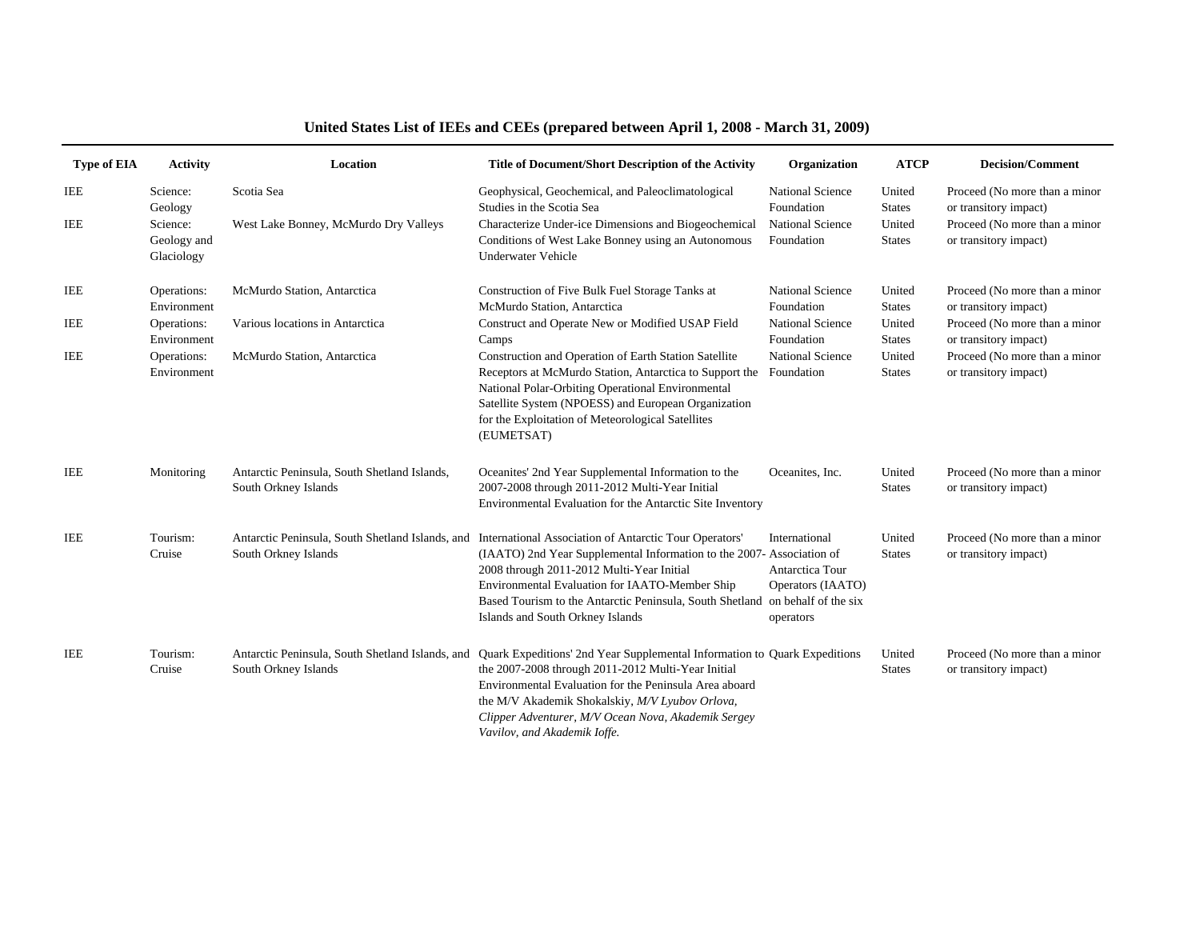# United States List of IEEs and CEEs (prepared between April 1, 2008 - March 31, 2009)

| Type of EIA | Activity | Location | Title of Document/Short Description of the Activity | Organization | ATCP | Decision/Comment |
|---|---|---|---|---|---|---|
| IEE | Science: Geology | Scotia Sea | Geophysical, Geochemical, and Paleoclimatological Studies in the Scotia Sea | National Science Foundation | United States | Proceed (No more than a minor or transitory impact) |
| IEE | Science: Geology and Glaciology | West Lake Bonney, McMurdo Dry Valleys | Characterize Under-ice Dimensions and Biogeochemical Conditions of West Lake Bonney using an Autonomous Underwater Vehicle | National Science Foundation | United States | Proceed (No more than a minor or transitory impact) |
| IEE | Operations: Environment | McMurdo Station, Antarctica | Construction of Five Bulk Fuel Storage Tanks at McMurdo Station, Antarctica | National Science Foundation | United States | Proceed (No more than a minor or transitory impact) |
| IEE | Operations: Environment | Various locations in Antarctica | Construct and Operate New or Modified USAP Field Camps | National Science Foundation | United States | Proceed (No more than a minor or transitory impact) |
| IEE | Operations: Environment | McMurdo Station, Antarctica | Construction and Operation of Earth Station Satellite Receptors at McMurdo Station, Antarctica to Support the National Polar-Orbiting Operational Environmental Satellite System (NPOESS) and European Organization for the Exploitation of Meteorological Satellites (EUMETSAT) | National Science Foundation | United States | Proceed (No more than a minor or transitory impact) |
| IEE | Monitoring | Antarctic Peninsula, South Shetland Islands, South Orkney Islands | Oceanites' 2nd Year Supplemental Information to the 2007-2008 through 2011-2012 Multi-Year Initial Environmental Evaluation for the Antarctic Site Inventory | Oceanites, Inc. | United States | Proceed (No more than a minor or transitory impact) |
| IEE | Tourism: Cruise | Antarctic Peninsula, South Shetland Islands, and South Orkney Islands | International Association of Antarctic Tour Operators' (IAATO) 2nd Year Supplemental Information to the 2007-2008 through 2011-2012 Multi-Year Initial Environmental Evaluation for IAATO-Member Ship Based Tourism to the Antarctic Peninsula, South Shetland Islands and South Orkney Islands | International Association of Antarctica Tour Operators (IAATO) on behalf of the six operators | United States | Proceed (No more than a minor or transitory impact) |
| IEE | Tourism: Cruise | Antarctic Peninsula, South Shetland Islands, and South Orkney Islands | Quark Expeditions' 2nd Year Supplemental Information to the 2007-2008 through 2011-2012 Multi-Year Initial Environmental Evaluation for the Peninsula Area aboard the M/V Akademik Shokalskiy, *M/V Lyubov Orlova, Clipper Adventurer, M/V Ocean Nova, Akademik Sergey Vavilov, and Akademik Ioffe.* | Quark Expeditions | United States | Proceed (No more than a minor or transitory impact) |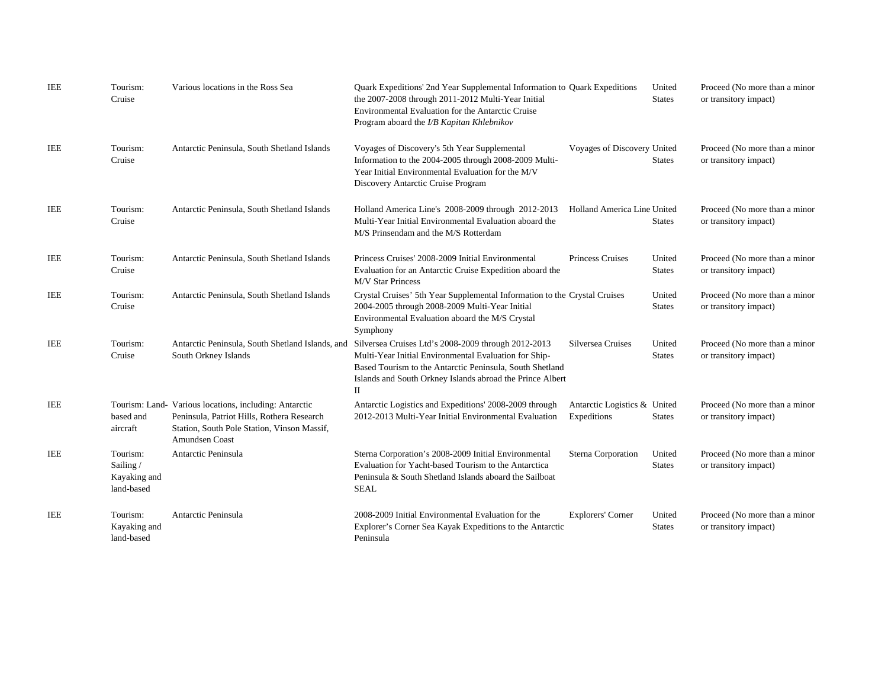| | | | | | | |
|---|---|---|---|---|---|---|
| IEE | Tourism: Cruise | Various locations in the Ross Sea | Quark Expeditions' 2nd Year Supplemental Information to the 2007-2008 through 2011-2012 Multi-Year Initial Environmental Evaluation for the Antarctic Cruise Program aboard the *I/B Kapitan Khlebnikov* | Quark Expeditions | United States | Proceed (No more than a minor or transitory impact) |
| IEE | Tourism: Cruise | Antarctic Peninsula, South Shetland Islands | Voyages of Discovery's 5th Year Supplemental Information to the 2004-2005 through 2008-2009 Multi-Year Initial Environmental Evaluation for the M/V Discovery Antarctic Cruise Program | Voyages of Discovery | United States | Proceed (No more than a minor or transitory impact) |
| IEE | Tourism: Cruise | Antarctic Peninsula, South Shetland Islands | Holland America Line's 2008-2009 through 2012-2013 Multi-Year Initial Environmental Evaluation aboard the M/S Prinsendam and the M/S Rotterdam | Holland America Line | United States | Proceed (No more than a minor or transitory impact) |
| IEE | Tourism: Cruise | Antarctic Peninsula, South Shetland Islands | Princess Cruises' 2008-2009 Initial Environmental Evaluation for an Antarctic Cruise Expedition aboard the M/V Star Princess | Princess Cruises | United States | Proceed (No more than a minor or transitory impact) |
| IEE | Tourism: Cruise | Antarctic Peninsula, South Shetland Islands | Crystal Cruises' 5th Year Supplemental Information to the 2004-2005 through 2008-2009 Multi-Year Initial Environmental Evaluation aboard the M/S Crystal Symphony | Crystal Cruises | United States | Proceed (No more than a minor or transitory impact) |
| IEE | Tourism: Cruise | Antarctic Peninsula, South Shetland Islands, and South Orkney Islands | Silversea Cruises Ltd's 2008-2009 through 2012-2013 Multi-Year Initial Environmental Evaluation for Ship-Based Tourism to the Antarctic Peninsula, South Shetland Islands and South Orkney Islands abroad the Prince Albert II | Silversea Cruises | United States | Proceed (No more than a minor or transitory impact) |
| IEE | Tourism: Land-based and aircraft | Various locations, including: Antarctic Peninsula, Patriot Hills, Rothera Research Station, South Pole Station, Vinson Massif, Amundsen Coast | Antarctic Logistics and Expeditions' 2008-2009 through 2012-2013 Multi-Year Initial Environmental Evaluation | Antarctic Logistics & Expeditions | United States | Proceed (No more than a minor or transitory impact) |
| IEE | Tourism: Sailing / Kayaking and land-based | Antarctic Peninsula | Sterna Corporation's 2008-2009 Initial Environmental Evaluation for Yacht-based Tourism to the Antarctica Peninsula & South Shetland Islands aboard the Sailboat SEAL | Sterna Corporation | United States | Proceed (No more than a minor or transitory impact) |
| IEE | Tourism: Kayaking and land-based | Antarctic Peninsula | 2008-2009 Initial Environmental Evaluation for the Explorer's Corner Sea Kayak Expeditions to the Antarctic Peninsula | Explorers' Corner | United States | Proceed (No more than a minor or transitory impact) |